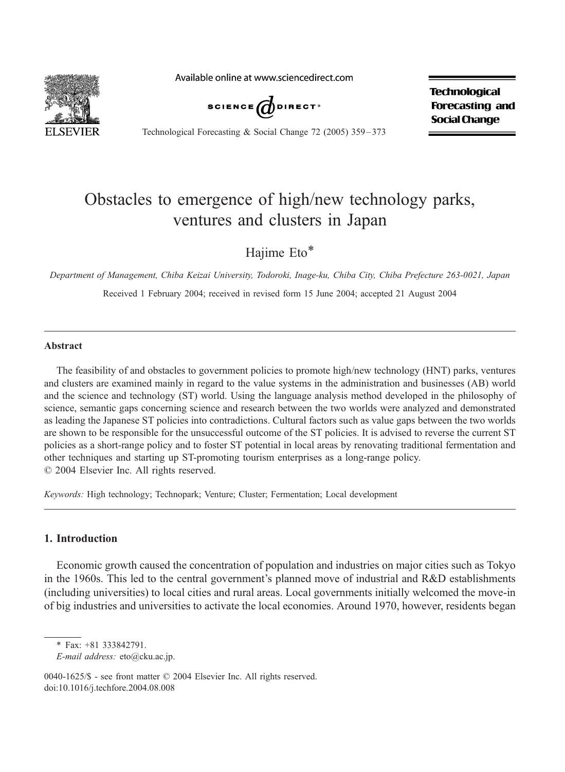# Obstacles to emergence of high/new technology parks, ventures and clusters in Japan

Hajime Eto*

*Department of Management, Chiba Keizai University, Todoroki, Inage-ku, Chiba City, Chiba Prefecture 263-0021, Japan*

Received 1 February 2004; received in revised form 15 June 2004; accepted 21 August 2004

## Abstract

The feasibility of and obstacles to government policies to promote high/new technology (HNT) parks, ventures and clusters are examined mainly in regard to the value systems in the administration and businesses (AB) world and the science and technology (ST) world. Using the language analysis method developed in the philosophy of science, semantic gaps concerning science and research between the two worlds were analyzed and demonstrated as leading the Japanese ST policies into contradictions. Cultural factors such as value gaps between the two worlds are shown to be responsible for the unsuccessful outcome of the ST policies. It is advised to reverse the current ST policies as a short-range policy and to foster ST potential in local areas by renovating traditional fermentation and other techniques and starting up ST-promoting tourism enterprises as a long-range policy.
© 2004 Elsevier Inc. All rights reserved.

*Keywords:* High technology; Technopark; Venture; Cluster; Fermentation; Local development

## 1. Introduction

Economic growth caused the concentration of population and industries on major cities such as Tokyo in the 1960s. This led to the central government's planned move of industrial and R&D establishments (including universities) to local cities and rural areas. Local governments initially welcomed the move-in of big industries and universities to activate the local economies. Around 1970, however, residents began

* Fax: +81 333842791.
*E-mail address:* eto@cku.ac.jp.

0040-1625/$ - see front matter © 2004 Elsevier Inc. All rights reserved.
doi:10.1016/j.techfore.2004.08.008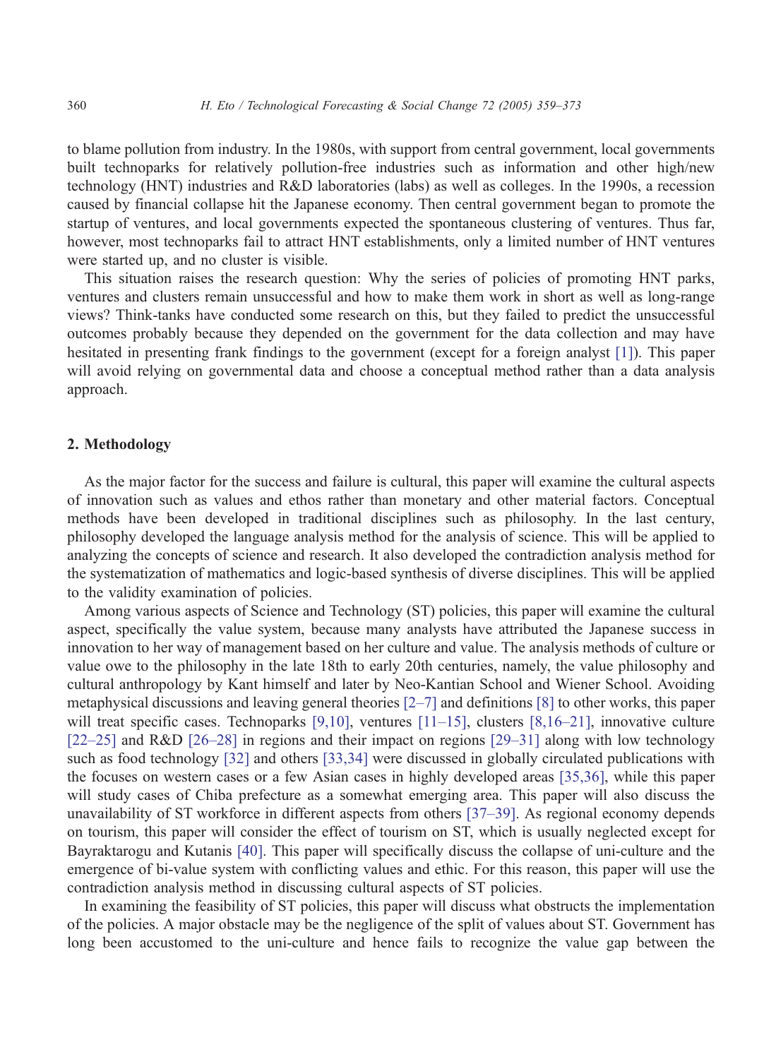to blame pollution from industry. In the 1980s, with support from central government, local governments built technoparks for relatively pollution-free industries such as information and other high/new technology (HNT) industries and R&D laboratories (labs) as well as colleges. In the 1990s, a recession caused by financial collapse hit the Japanese economy. Then central government began to promote the startup of ventures, and local governments expected the spontaneous clustering of ventures. Thus far, however, most technoparks fail to attract HNT establishments, only a limited number of HNT ventures were started up, and no cluster is visible.

This situation raises the research question: Why the series of policies of promoting HNT parks, ventures and clusters remain unsuccessful and how to make them work in short as well as long-range views? Think-tanks have conducted some research on this, but they failed to predict the unsuccessful outcomes probably because they depended on the government for the data collection and may have hesitated in presenting frank findings to the government (except for a foreign analyst [1]). This paper will avoid relying on governmental data and choose a conceptual method rather than a data analysis approach.

## 2. Methodology

As the major factor for the success and failure is cultural, this paper will examine the cultural aspects of innovation such as values and ethos rather than monetary and other material factors. Conceptual methods have been developed in traditional disciplines such as philosophy. In the last century, philosophy developed the language analysis method for the analysis of science. This will be applied to analyzing the concepts of science and research. It also developed the contradiction analysis method for the systematization of mathematics and logic-based synthesis of diverse disciplines. This will be applied to the validity examination of policies.

Among various aspects of Science and Technology (ST) policies, this paper will examine the cultural aspect, specifically the value system, because many analysts have attributed the Japanese success in innovation to her way of management based on her culture and value. The analysis methods of culture or value owe to the philosophy in the late 18th to early 20th centuries, namely, the value philosophy and cultural anthropology by Kant himself and later by Neo-Kantian School and Wiener School. Avoiding metaphysical discussions and leaving general theories [2–7] and definitions [8] to other works, this paper will treat specific cases. Technoparks [9,10], ventures [11–15], clusters [8,16–21], innovative culture [22–25] and R&D [26–28] in regions and their impact on regions [29–31] along with low technology such as food technology [32] and others [33,34] were discussed in globally circulated publications with the focuses on western cases or a few Asian cases in highly developed areas [35,36], while this paper will study cases of Chiba prefecture as a somewhat emerging area. This paper will also discuss the unavailability of ST workforce in different aspects from others [37–39]. As regional economy depends on tourism, this paper will consider the effect of tourism on ST, which is usually neglected except for Bayraktarogu and Kutanis [40]. This paper will specifically discuss the collapse of uni-culture and the emergence of bi-value system with conflicting values and ethic. For this reason, this paper will use the contradiction analysis method in discussing cultural aspects of ST policies.

In examining the feasibility of ST policies, this paper will discuss what obstructs the implementation of the policies. A major obstacle may be the negligence of the split of values about ST. Government has long been accustomed to the uni-culture and hence fails to recognize the value gap between the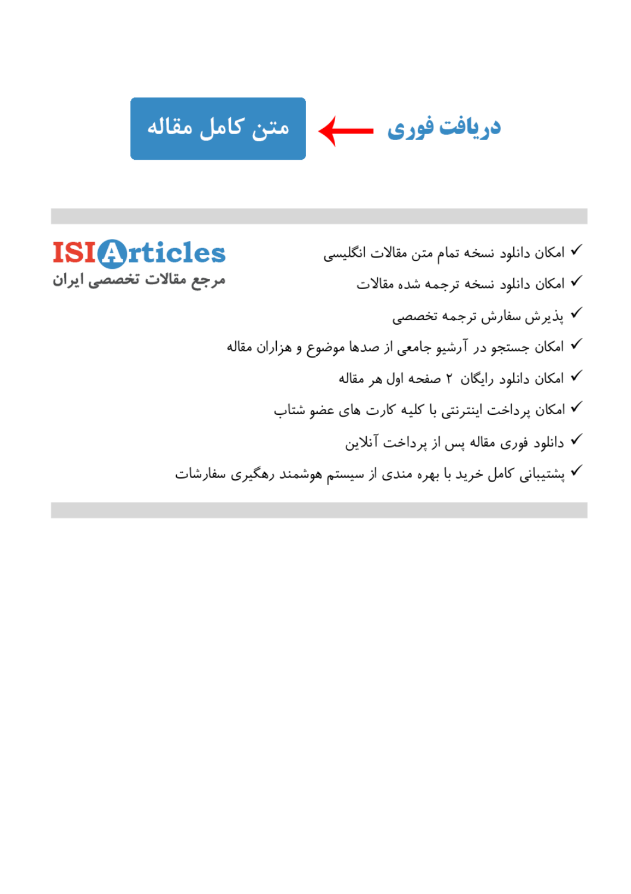دریافت فوری ← **متن کامل مقاله**

**ISIArticles**
مرجع مقالات تخصصی ایران

- ✓ امکان دانلود نسخه تمام متن مقالات انگلیسی
- ✓ امکان دانلود نسخه ترجمه شده مقالات
- ✓ پذیرش سفارش ترجمه تخصصی
- ✓ امکان جستجو در آرشیو جامعی از صدها موضوع و هزاران مقاله
- ✓ امکان دانلود رایگان ۲ صفحه اول هر مقاله
- ✓ امکان پرداخت اینترنتی با کلیه کارت های عضو شتاب
- ✓ دانلود فوری مقاله پس از پرداخت آنلاین
- ✓ پشتیبانی کامل خرید با بهره مندی از سیستم هوشمند رهگیری سفارشات